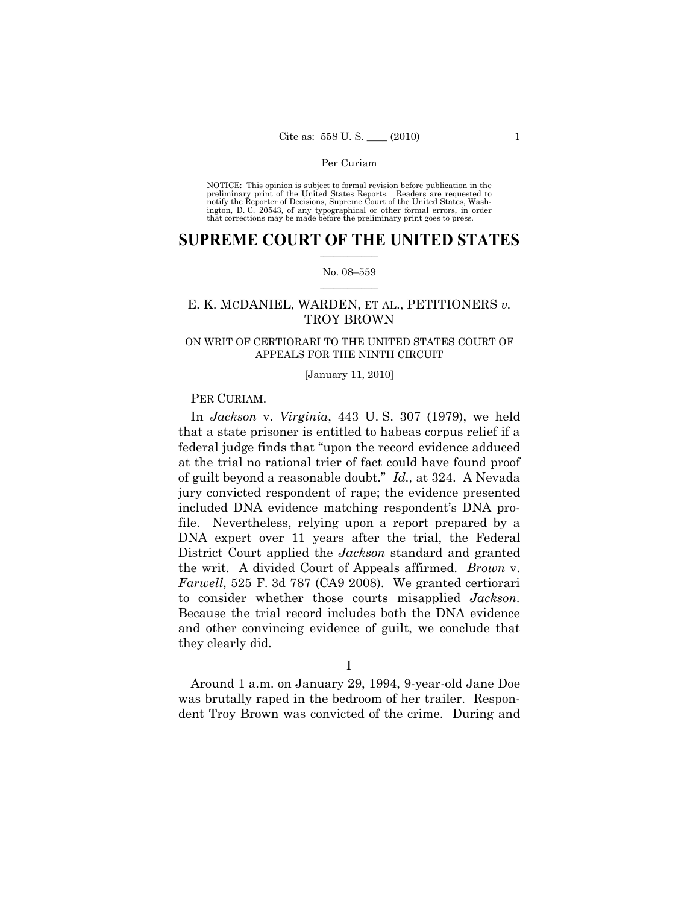Per Curiam

NOTICE: This opinion is subject to formal revision before publication in the preliminary print of the United States Reports. Readers are requested to notify the Reporter of Decisions, Supreme Court of the United States, Washington, D. C. 20543, of any typographical or other formal errors, in order that corrections may be made before the preliminary print goes to press.

# SUPREME COURT OF THE UNITED STATES

No. 08–559

E. K. MCDANIEL, WARDEN, ET AL., PETITIONERS *v.* TROY BROWN

ON WRIT OF CERTIORARI TO THE UNITED STATES COURT OF APPEALS FOR THE NINTH CIRCUIT

[January 11, 2010]

PER CURIAM.

In *Jackson* v. *Virginia*, 443 U. S. 307 (1979), we held that a state prisoner is entitled to habeas corpus relief if a federal judge finds that "upon the record evidence adduced at the trial no rational trier of fact could have found proof of guilt beyond a reasonable doubt." *Id.,* at 324. A Nevada jury convicted respondent of rape; the evidence presented included DNA evidence matching respondent's DNA profile. Nevertheless, relying upon a report prepared by a DNA expert over 11 years after the trial, the Federal District Court applied the *Jackson* standard and granted the writ. A divided Court of Appeals affirmed. *Brown* v. *Farwell*, 525 F. 3d 787 (CA9 2008). We granted certiorari to consider whether those courts misapplied *Jackson.* Because the trial record includes both the DNA evidence and other convincing evidence of guilt, we conclude that they clearly did.

## I

Around 1 a.m. on January 29, 1994, 9-year-old Jane Doe was brutally raped in the bedroom of her trailer. Respondent Troy Brown was convicted of the crime. During and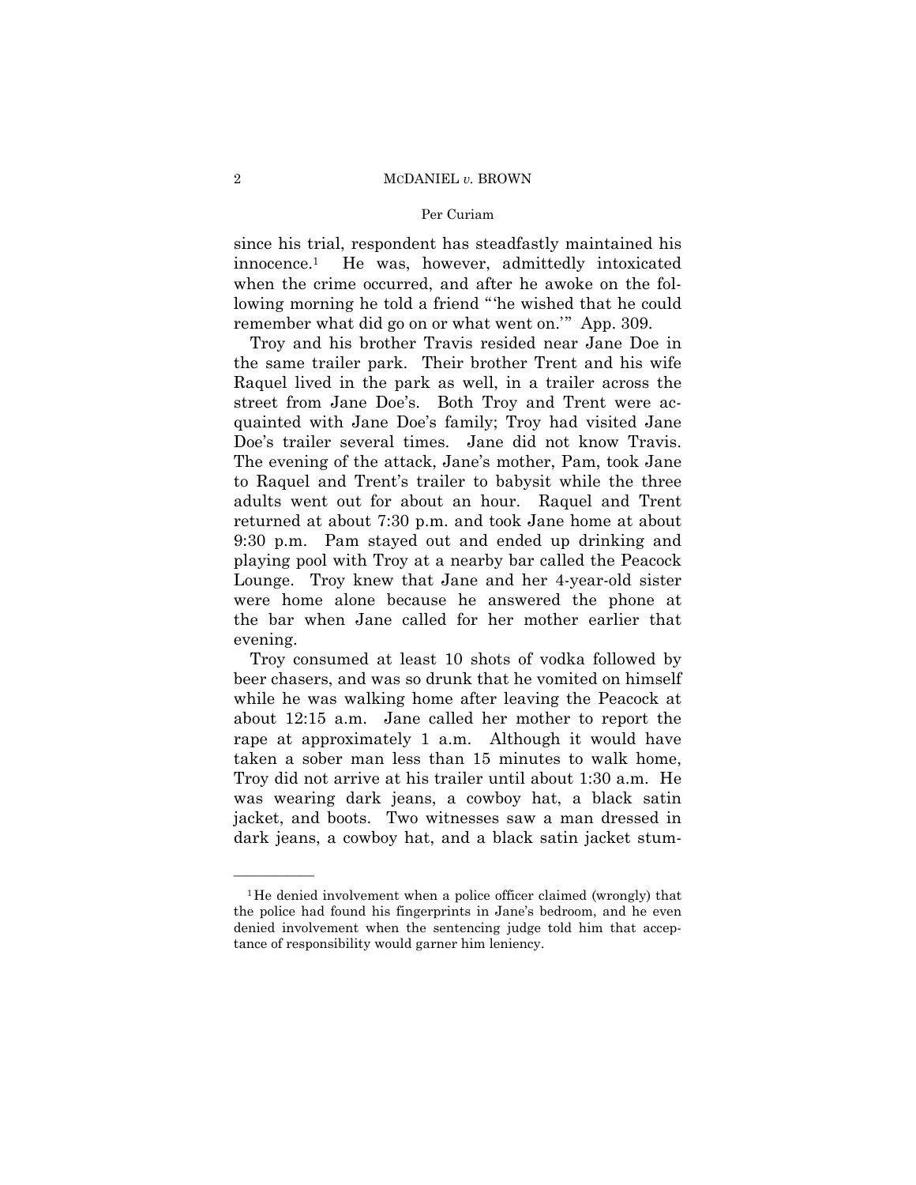since his trial, respondent has steadfastly maintained his innocence.[1] He was, however, admittedly intoxicated when the crime occurred, and after he awoke on the following morning he told a friend "'he wished that he could remember what did go on or what went on.'" App. 309.

Troy and his brother Travis resided near Jane Doe in the same trailer park. Their brother Trent and his wife Raquel lived in the park as well, in a trailer across the street from Jane Doe's. Both Troy and Trent were acquainted with Jane Doe's family; Troy had visited Jane Doe's trailer several times. Jane did not know Travis. The evening of the attack, Jane's mother, Pam, took Jane to Raquel and Trent's trailer to babysit while the three adults went out for about an hour. Raquel and Trent returned at about 7:30 p.m. and took Jane home at about 9:30 p.m. Pam stayed out and ended up drinking and playing pool with Troy at a nearby bar called the Peacock Lounge. Troy knew that Jane and her 4-year-old sister were home alone because he answered the phone at the bar when Jane called for her mother earlier that evening.

Troy consumed at least 10 shots of vodka followed by beer chasers, and was so drunk that he vomited on himself while he was walking home after leaving the Peacock at about 12:15 a.m. Jane called her mother to report the rape at approximately 1 a.m. Although it would have taken a sober man less than 15 minutes to walk home, Troy did not arrive at his trailer until about 1:30 a.m. He was wearing dark jeans, a cowboy hat, a black satin jacket, and boots. Two witnesses saw a man dressed in dark jeans, a cowboy hat, and a black satin jacket stum-

---

[1] He denied involvement when a police officer claimed (wrongly) that the police had found his fingerprints in Jane's bedroom, and he even denied involvement when the sentencing judge told him that acceptance of responsibility would garner him leniency.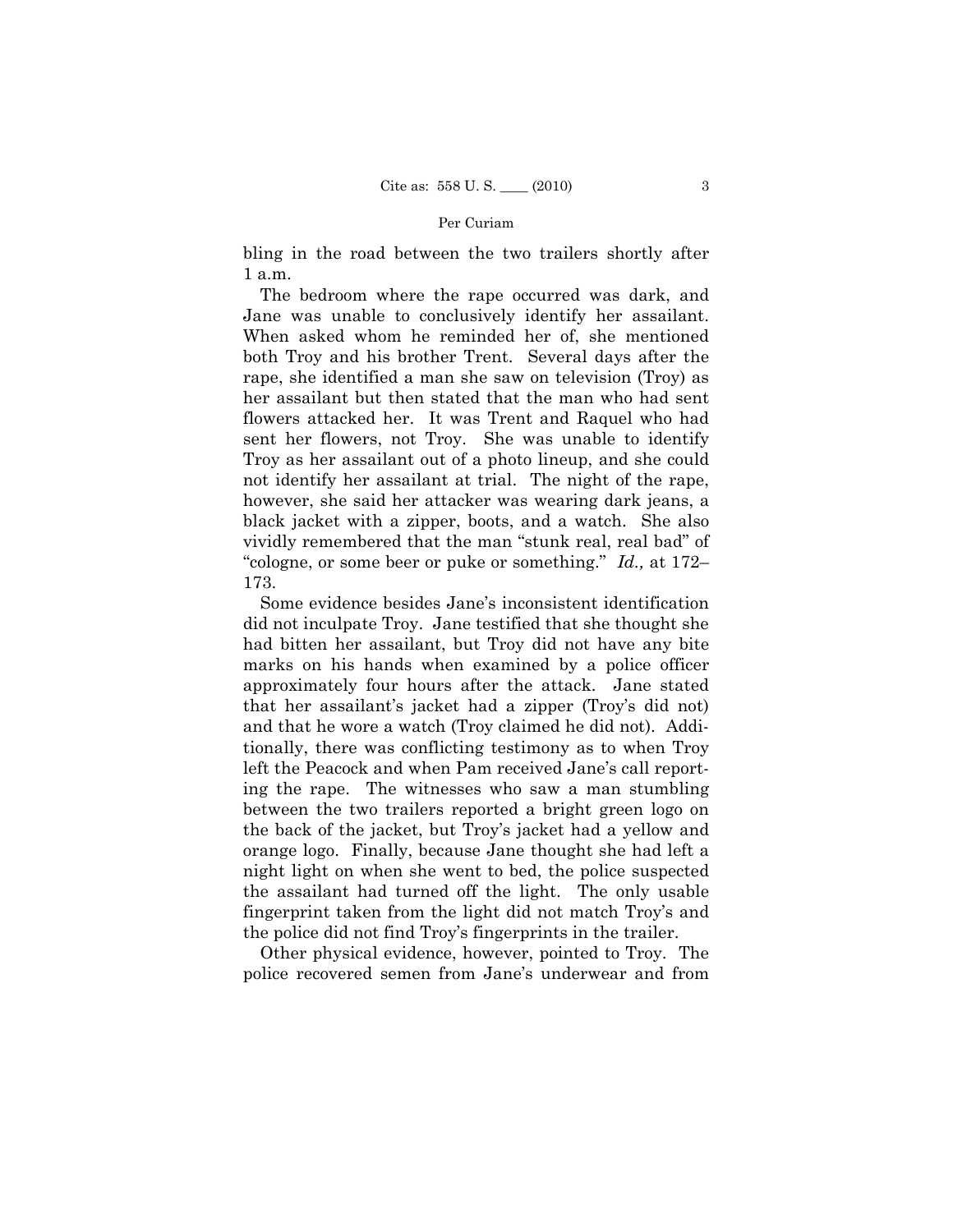bling in the road between the two trailers shortly after 1 a.m.

The bedroom where the rape occurred was dark, and Jane was unable to conclusively identify her assailant. When asked whom he reminded her of, she mentioned both Troy and his brother Trent. Several days after the rape, she identified a man she saw on television (Troy) as her assailant but then stated that the man who had sent flowers attacked her. It was Trent and Raquel who had sent her flowers, not Troy. She was unable to identify Troy as her assailant out of a photo lineup, and she could not identify her assailant at trial. The night of the rape, however, she said her attacker was wearing dark jeans, a black jacket with a zipper, boots, and a watch. She also vividly remembered that the man "stunk real, real bad" of "cologne, or some beer or puke or something." *Id.,* at 172–173.

Some evidence besides Jane's inconsistent identification did not inculpate Troy. Jane testified that she thought she had bitten her assailant, but Troy did not have any bite marks on his hands when examined by a police officer approximately four hours after the attack. Jane stated that her assailant's jacket had a zipper (Troy's did not) and that he wore a watch (Troy claimed he did not). Additionally, there was conflicting testimony as to when Troy left the Peacock and when Pam received Jane's call reporting the rape. The witnesses who saw a man stumbling between the two trailers reported a bright green logo on the back of the jacket, but Troy's jacket had a yellow and orange logo. Finally, because Jane thought she had left a night light on when she went to bed, the police suspected the assailant had turned off the light. The only usable fingerprint taken from the light did not match Troy's and the police did not find Troy's fingerprints in the trailer.

Other physical evidence, however, pointed to Troy. The police recovered semen from Jane's underwear and from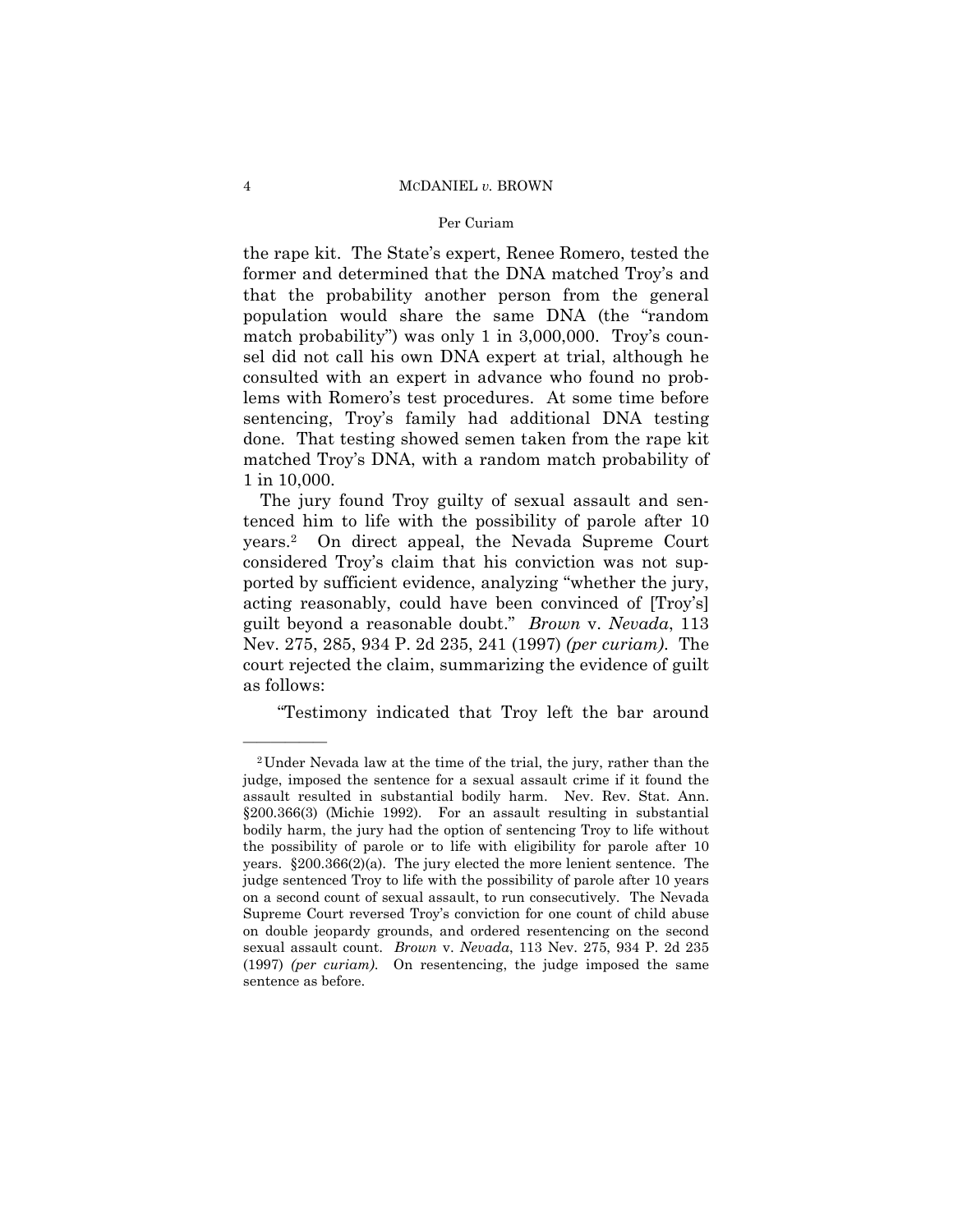the rape kit. The State's expert, Renee Romero, tested the former and determined that the DNA matched Troy's and that the probability another person from the general population would share the same DNA (the "random match probability") was only 1 in 3,000,000. Troy's counsel did not call his own DNA expert at trial, although he consulted with an expert in advance who found no problems with Romero's test procedures. At some time before sentencing, Troy's family had additional DNA testing done. That testing showed semen taken from the rape kit matched Troy's DNA, with a random match probability of 1 in 10,000.

The jury found Troy guilty of sexual assault and sentenced him to life with the possibility of parole after 10 years.[2] On direct appeal, the Nevada Supreme Court considered Troy's claim that his conviction was not supported by sufficient evidence, analyzing "whether the jury, acting reasonably, could have been convinced of [Troy's] guilt beyond a reasonable doubt." *Brown* v. *Nevada*, 113 Nev. 275, 285, 934 P. 2d 235, 241 (1997) *(per curiam)*. The court rejected the claim, summarizing the evidence of guilt as follows:

"Testimony indicated that Troy left the bar around

---

[2] Under Nevada law at the time of the trial, the jury, rather than the judge, imposed the sentence for a sexual assault crime if it found the assault resulted in substantial bodily harm. Nev. Rev. Stat. Ann. §200.366(3) (Michie 1992). For an assault resulting in substantial bodily harm, the jury had the option of sentencing Troy to life without the possibility of parole or to life with eligibility for parole after 10 years. §200.366(2)(a). The jury elected the more lenient sentence. The judge sentenced Troy to life with the possibility of parole after 10 years on a second count of sexual assault, to run consecutively. The Nevada Supreme Court reversed Troy's conviction for one count of child abuse on double jeopardy grounds, and ordered resentencing on the second sexual assault count. *Brown* v. *Nevada*, 113 Nev. 275, 934 P. 2d 235 (1997) *(per curiam)*. On resentencing, the judge imposed the same sentence as before.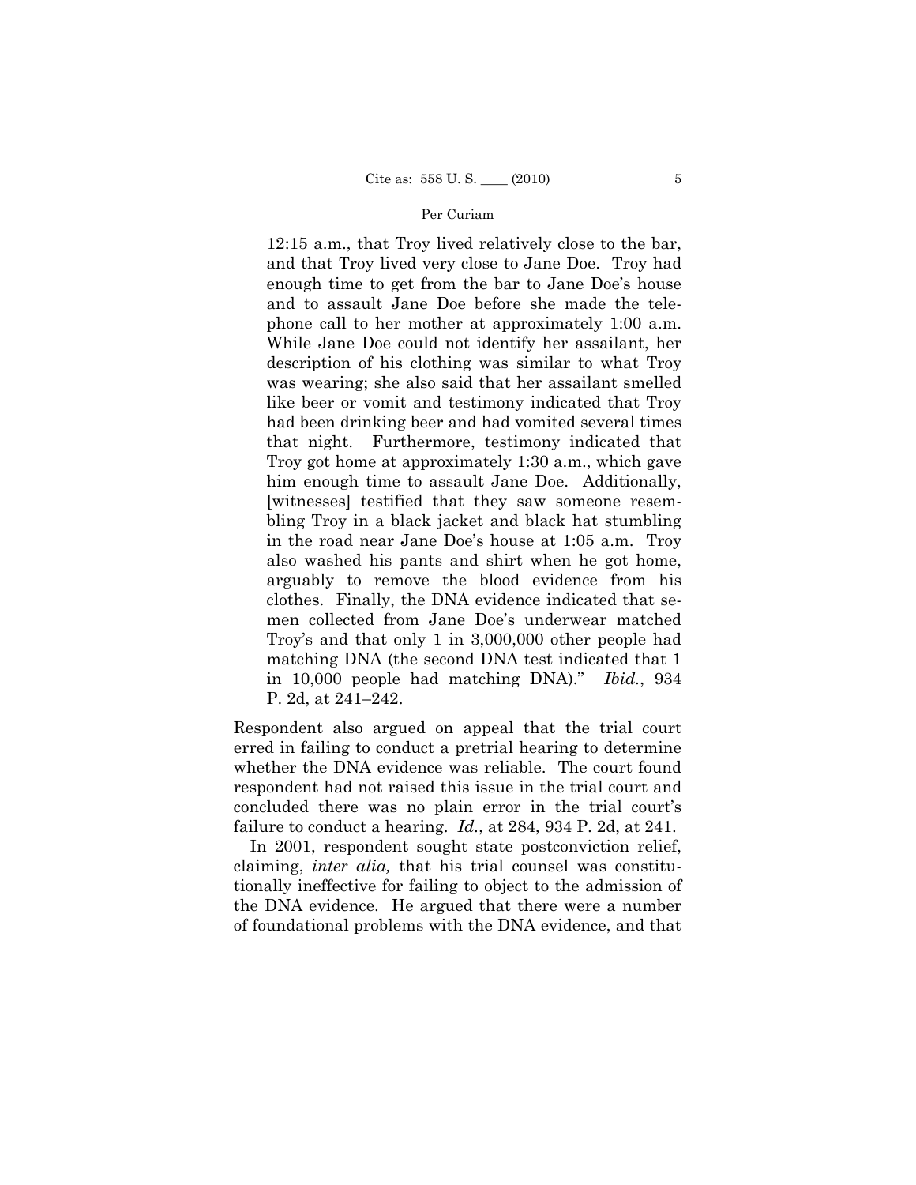12:15 a.m., that Troy lived relatively close to the bar, and that Troy lived very close to Jane Doe. Troy had enough time to get from the bar to Jane Doe's house and to assault Jane Doe before she made the telephone call to her mother at approximately 1:00 a.m. While Jane Doe could not identify her assailant, her description of his clothing was similar to what Troy was wearing; she also said that her assailant smelled like beer or vomit and testimony indicated that Troy had been drinking beer and had vomited several times that night. Furthermore, testimony indicated that Troy got home at approximately 1:30 a.m., which gave him enough time to assault Jane Doe. Additionally, [witnesses] testified that they saw someone resembling Troy in a black jacket and black hat stumbling in the road near Jane Doe's house at 1:05 a.m. Troy also washed his pants and shirt when he got home, arguably to remove the blood evidence from his clothes. Finally, the DNA evidence indicated that semen collected from Jane Doe's underwear matched Troy's and that only 1 in 3,000,000 other people had matching DNA (the second DNA test indicated that 1 in 10,000 people had matching DNA)." *Ibid.*, 934 P. 2d, at 241–242.

Respondent also argued on appeal that the trial court erred in failing to conduct a pretrial hearing to determine whether the DNA evidence was reliable. The court found respondent had not raised this issue in the trial court and concluded there was no plain error in the trial court's failure to conduct a hearing. *Id.*, at 284, 934 P. 2d, at 241.

In 2001, respondent sought state postconviction relief, claiming, *inter alia,* that his trial counsel was constitutionally ineffective for failing to object to the admission of the DNA evidence. He argued that there were a number of foundational problems with the DNA evidence, and that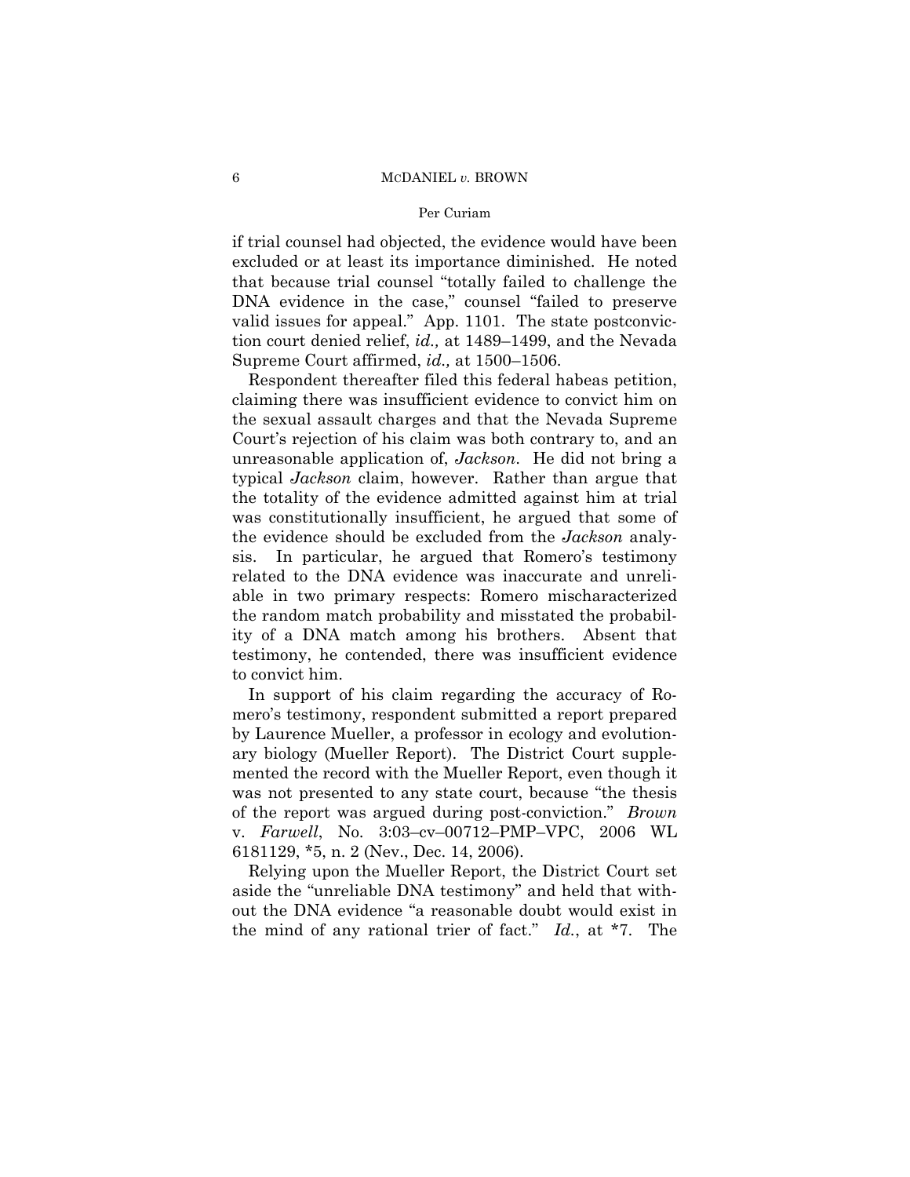if trial counsel had objected, the evidence would have been excluded or at least its importance diminished. He noted that because trial counsel "totally failed to challenge the DNA evidence in the case," counsel "failed to preserve valid issues for appeal." App. 1101. The state postconviction court denied relief, *id.,* at 1489–1499, and the Nevada Supreme Court affirmed, *id.,* at 1500–1506.

Respondent thereafter filed this federal habeas petition, claiming there was insufficient evidence to convict him on the sexual assault charges and that the Nevada Supreme Court's rejection of his claim was both contrary to, and an unreasonable application of, *Jackson*. He did not bring a typical *Jackson* claim, however. Rather than argue that the totality of the evidence admitted against him at trial was constitutionally insufficient, he argued that some of the evidence should be excluded from the *Jackson* analysis. In particular, he argued that Romero's testimony related to the DNA evidence was inaccurate and unreliable in two primary respects: Romero mischaracterized the random match probability and misstated the probability of a DNA match among his brothers. Absent that testimony, he contended, there was insufficient evidence to convict him.

In support of his claim regarding the accuracy of Romero's testimony, respondent submitted a report prepared by Laurence Mueller, a professor in ecology and evolutionary biology (Mueller Report). The District Court supplemented the record with the Mueller Report, even though it was not presented to any state court, because "the thesis of the report was argued during post-conviction." *Brown* v. *Farwell*, No. 3:03–cv–00712–PMP–VPC, 2006 WL 6181129, \*5, n. 2 (Nev., Dec. 14, 2006).

Relying upon the Mueller Report, the District Court set aside the "unreliable DNA testimony" and held that without the DNA evidence "a reasonable doubt would exist in the mind of any rational trier of fact." *Id.*, at \*7. The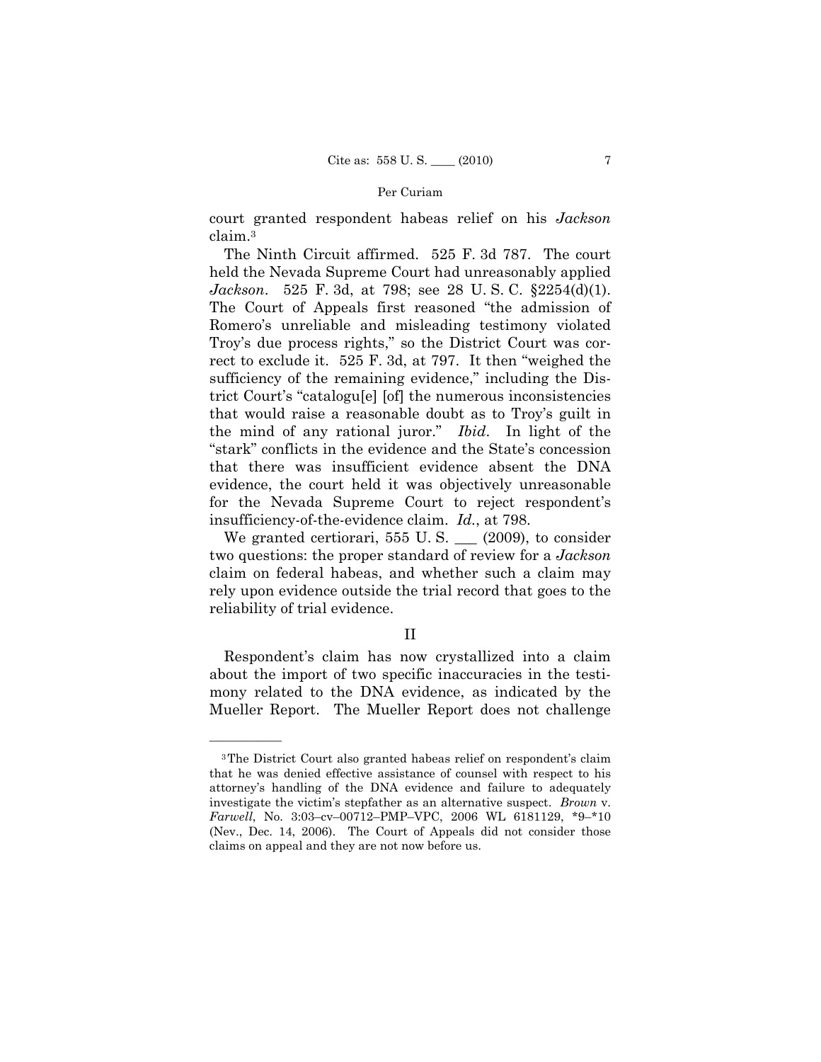court granted respondent habeas relief on his *Jackson* claim.[3]

The Ninth Circuit affirmed. 525 F. 3d 787. The court held the Nevada Supreme Court had unreasonably applied *Jackson*. 525 F. 3d, at 798; see 28 U. S. C. §2254(d)(1). The Court of Appeals first reasoned "the admission of Romero's unreliable and misleading testimony violated Troy's due process rights," so the District Court was correct to exclude it. 525 F. 3d, at 797. It then "weighed the sufficiency of the remaining evidence," including the District Court's "catalogu[e] [of] the numerous inconsistencies that would raise a reasonable doubt as to Troy's guilt in the mind of any rational juror." *Ibid*. In light of the "stark" conflicts in the evidence and the State's concession that there was insufficient evidence absent the DNA evidence, the court held it was objectively unreasonable for the Nevada Supreme Court to reject respondent's insufficiency-of-the-evidence claim. *Id*., at 798.

We granted certiorari, 555 U. S. ___ (2009), to consider two questions: the proper standard of review for a *Jackson* claim on federal habeas, and whether such a claim may rely upon evidence outside the trial record that goes to the reliability of trial evidence.

## II

Respondent's claim has now crystallized into a claim about the import of two specific inaccuracies in the testimony related to the DNA evidence, as indicated by the Mueller Report. The Mueller Report does not challenge

---

[3] The District Court also granted habeas relief on respondent's claim that he was denied effective assistance of counsel with respect to his attorney's handling of the DNA evidence and failure to adequately investigate the victim's stepfather as an alternative suspect. *Brown* v. *Farwell*, No. 3:03–cv–00712–PMP–VPC, 2006 WL 6181129, *9–*10 (Nev., Dec. 14, 2006). The Court of Appeals did not consider those claims on appeal and they are not now before us.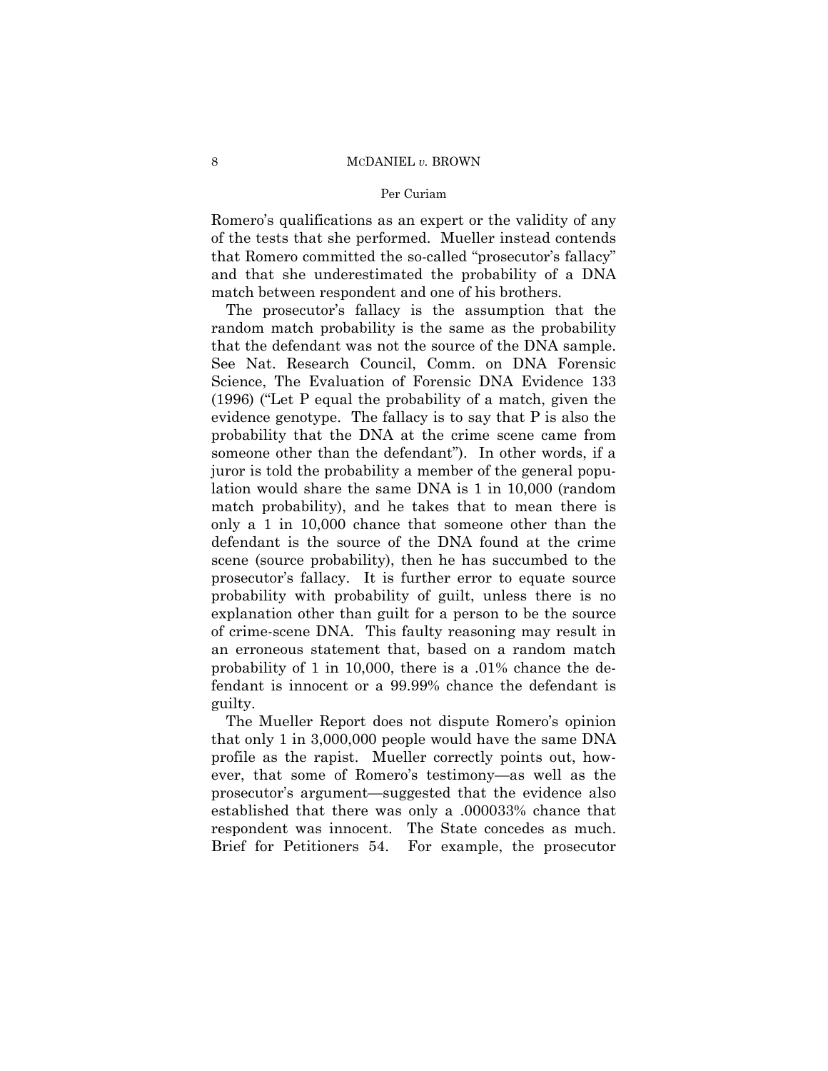Romero's qualifications as an expert or the validity of any of the tests that she performed. Mueller instead contends that Romero committed the so-called "prosecutor's fallacy" and that she underestimated the probability of a DNA match between respondent and one of his brothers.

The prosecutor's fallacy is the assumption that the random match probability is the same as the probability that the defendant was not the source of the DNA sample. See Nat. Research Council, Comm. on DNA Forensic Science, The Evaluation of Forensic DNA Evidence 133 (1996) ("Let P equal the probability of a match, given the evidence genotype. The fallacy is to say that P is also the probability that the DNA at the crime scene came from someone other than the defendant"). In other words, if a juror is told the probability a member of the general population would share the same DNA is 1 in 10,000 (random match probability), and he takes that to mean there is only a 1 in 10,000 chance that someone other than the defendant is the source of the DNA found at the crime scene (source probability), then he has succumbed to the prosecutor's fallacy. It is further error to equate source probability with probability of guilt, unless there is no explanation other than guilt for a person to be the source of crime-scene DNA. This faulty reasoning may result in an erroneous statement that, based on a random match probability of 1 in 10,000, there is a .01% chance the defendant is innocent or a 99.99% chance the defendant is guilty.

The Mueller Report does not dispute Romero's opinion that only 1 in 3,000,000 people would have the same DNA profile as the rapist. Mueller correctly points out, however, that some of Romero's testimony—as well as the prosecutor's argument—suggested that the evidence also established that there was only a .000033% chance that respondent was innocent. The State concedes as much. Brief for Petitioners 54. For example, the prosecutor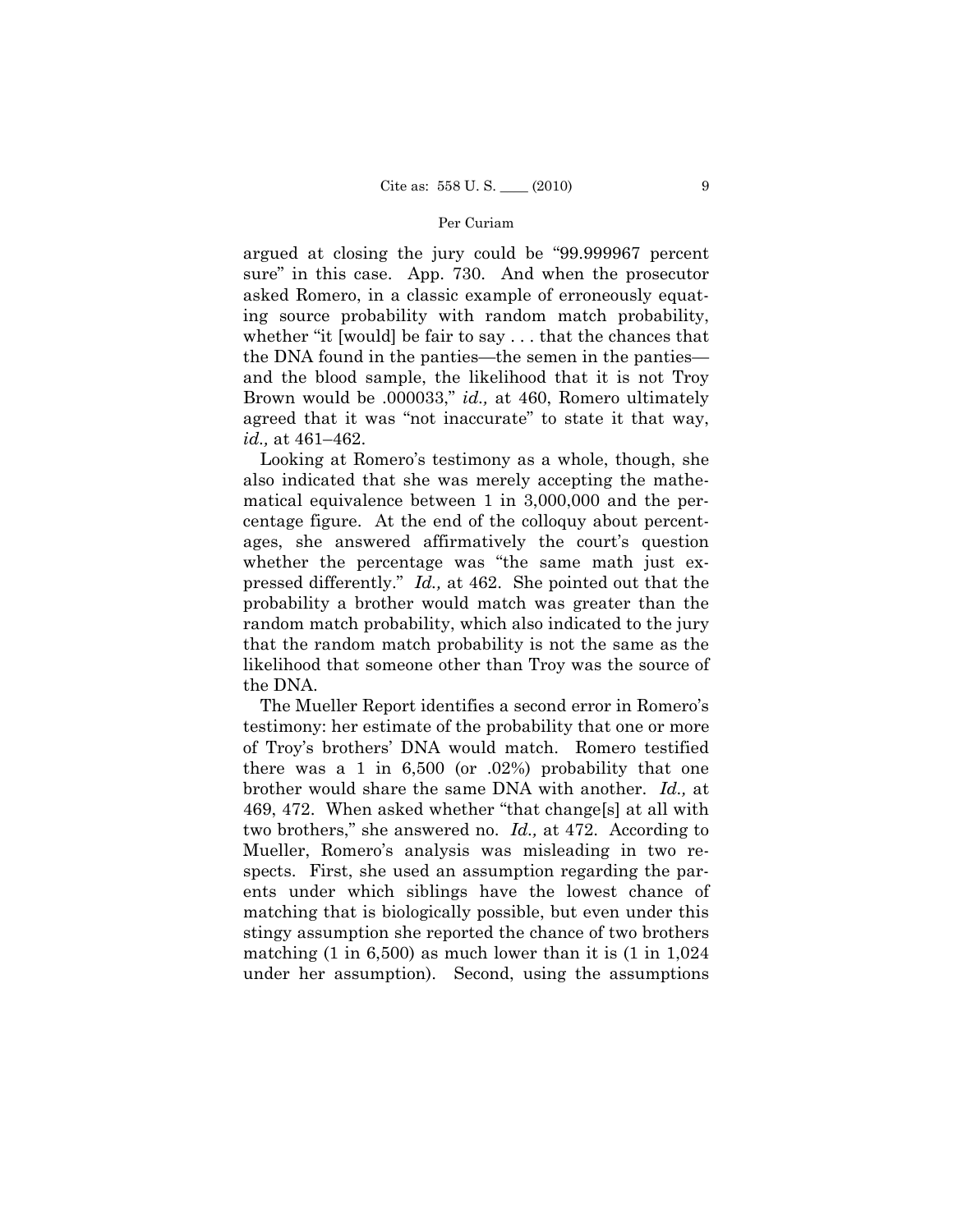argued at closing the jury could be "99.999967 percent sure" in this case. App. 730. And when the prosecutor asked Romero, in a classic example of erroneously equating source probability with random match probability, whether "it [would] be fair to say . . . that the chances that the DNA found in the panties—the semen in the panties—and the blood sample, the likelihood that it is not Troy Brown would be .000033," *id.,* at 460, Romero ultimately agreed that it was "not inaccurate" to state it that way, *id.,* at 461–462.

Looking at Romero's testimony as a whole, though, she also indicated that she was merely accepting the mathematical equivalence between 1 in 3,000,000 and the percentage figure. At the end of the colloquy about percentages, she answered affirmatively the court's question whether the percentage was "the same math just expressed differently." *Id.,* at 462. She pointed out that the probability a brother would match was greater than the random match probability, which also indicated to the jury that the random match probability is not the same as the likelihood that someone other than Troy was the source of the DNA.

The Mueller Report identifies a second error in Romero's testimony: her estimate of the probability that one or more of Troy's brothers' DNA would match. Romero testified there was a 1 in 6,500 (or .02%) probability that one brother would share the same DNA with another. *Id.,* at 469, 472. When asked whether "that change[s] at all with two brothers," she answered no. *Id.,* at 472. According to Mueller, Romero's analysis was misleading in two respects. First, she used an assumption regarding the parents under which siblings have the lowest chance of matching that is biologically possible, but even under this stingy assumption she reported the chance of two brothers matching (1 in 6,500) as much lower than it is (1 in 1,024 under her assumption). Second, using the assumptions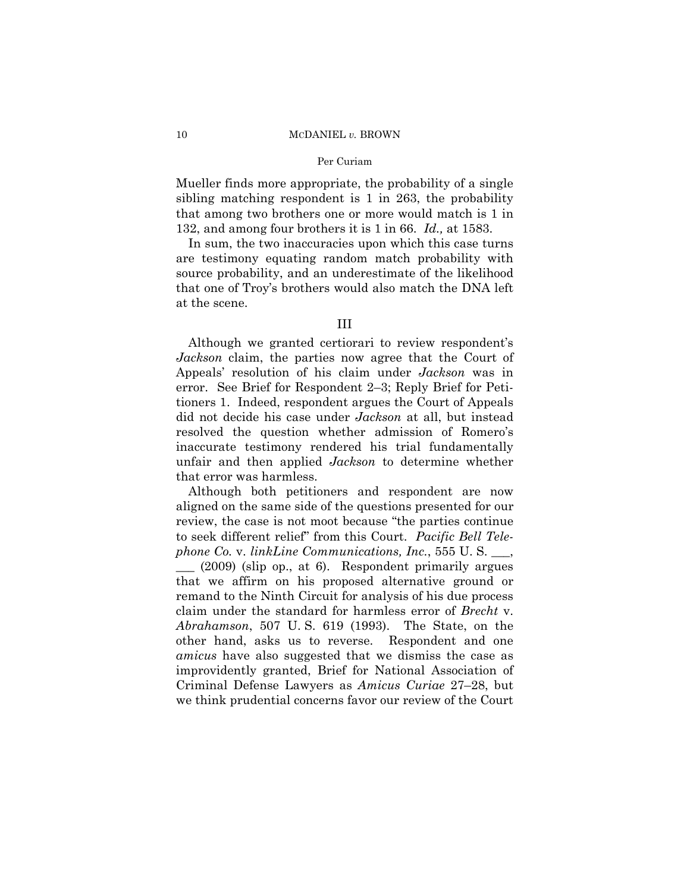Mueller finds more appropriate, the probability of a single sibling matching respondent is 1 in 263, the probability that among two brothers one or more would match is 1 in 132, and among four brothers it is 1 in 66. *Id.,* at 1583.

In sum, the two inaccuracies upon which this case turns are testimony equating random match probability with source probability, and an underestimate of the likelihood that one of Troy's brothers would also match the DNA left at the scene.

## III

Although we granted certiorari to review respondent's *Jackson* claim, the parties now agree that the Court of Appeals' resolution of his claim under *Jackson* was in error. See Brief for Respondent 2–3; Reply Brief for Petitioners 1. Indeed, respondent argues the Court of Appeals did not decide his case under *Jackson* at all, but instead resolved the question whether admission of Romero's inaccurate testimony rendered his trial fundamentally unfair and then applied *Jackson* to determine whether that error was harmless.

Although both petitioners and respondent are now aligned on the same side of the questions presented for our review, the case is not moot because "the parties continue to seek different relief" from this Court. *Pacific Bell Telephone Co.* v. *linkLine Communications, Inc.*, 555 U. S. ___, ___ (2009) (slip op., at 6). Respondent primarily argues that we affirm on his proposed alternative ground or remand to the Ninth Circuit for analysis of his due process claim under the standard for harmless error of *Brecht* v. *Abrahamson*, 507 U. S. 619 (1993). The State, on the other hand, asks us to reverse. Respondent and one *amicus* have also suggested that we dismiss the case as improvidently granted, Brief for National Association of Criminal Defense Lawyers as *Amicus Curiae* 27–28, but we think prudential concerns favor our review of the Court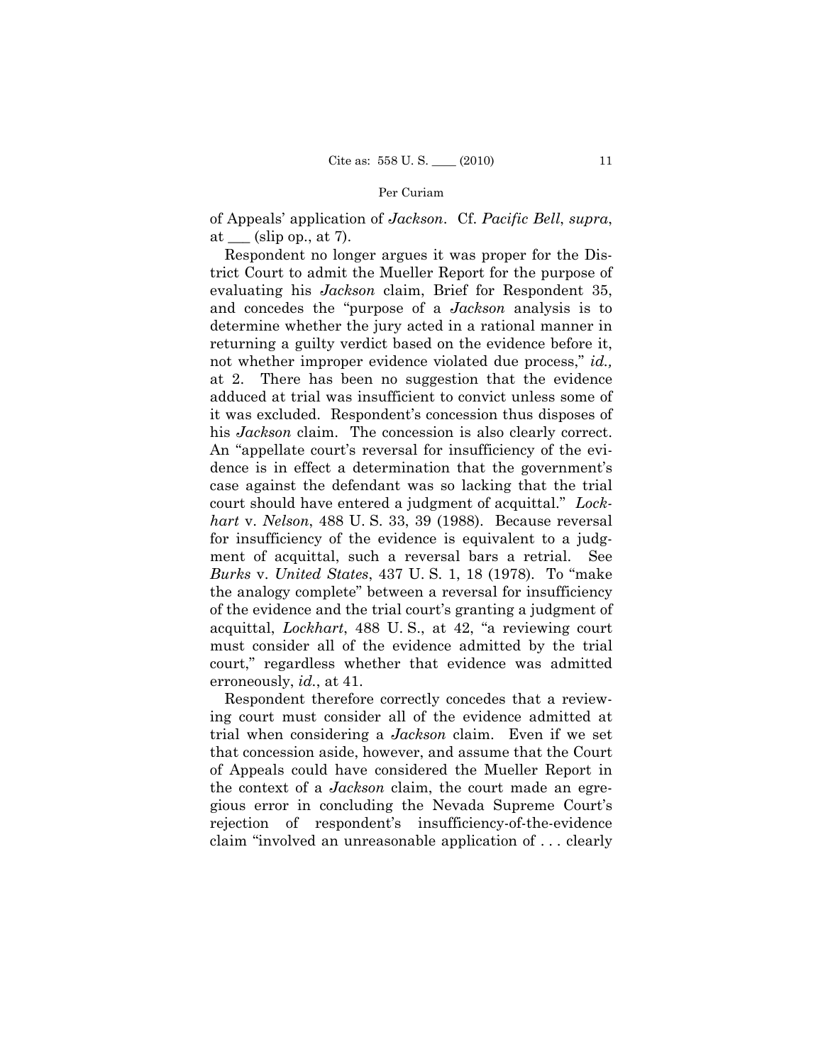of Appeals' application of *Jackson*. Cf. *Pacific Bell*, *supra*, at ___ (slip op., at 7).

Respondent no longer argues it was proper for the District Court to admit the Mueller Report for the purpose of evaluating his *Jackson* claim, Brief for Respondent 35, and concedes the "purpose of a *Jackson* analysis is to determine whether the jury acted in a rational manner in returning a guilty verdict based on the evidence before it, not whether improper evidence violated due process," *id.,* at 2. There has been no suggestion that the evidence adduced at trial was insufficient to convict unless some of it was excluded. Respondent's concession thus disposes of his *Jackson* claim. The concession is also clearly correct. An "appellate court's reversal for insufficiency of the evidence is in effect a determination that the government's case against the defendant was so lacking that the trial court should have entered a judgment of acquittal." *Lockhart* v. *Nelson*, 488 U. S. 33, 39 (1988). Because reversal for insufficiency of the evidence is equivalent to a judgment of acquittal, such a reversal bars a retrial. See *Burks* v. *United States*, 437 U. S. 1, 18 (1978). To "make the analogy complete" between a reversal for insufficiency of the evidence and the trial court's granting a judgment of acquittal, *Lockhart*, 488 U. S., at 42, "a reviewing court must consider all of the evidence admitted by the trial court," regardless whether that evidence was admitted erroneously, *id.*, at 41.

Respondent therefore correctly concedes that a reviewing court must consider all of the evidence admitted at trial when considering a *Jackson* claim. Even if we set that concession aside, however, and assume that the Court of Appeals could have considered the Mueller Report in the context of a *Jackson* claim, the court made an egregious error in concluding the Nevada Supreme Court's rejection of respondent's insufficiency-of-the-evidence claim "involved an unreasonable application of . . . clearly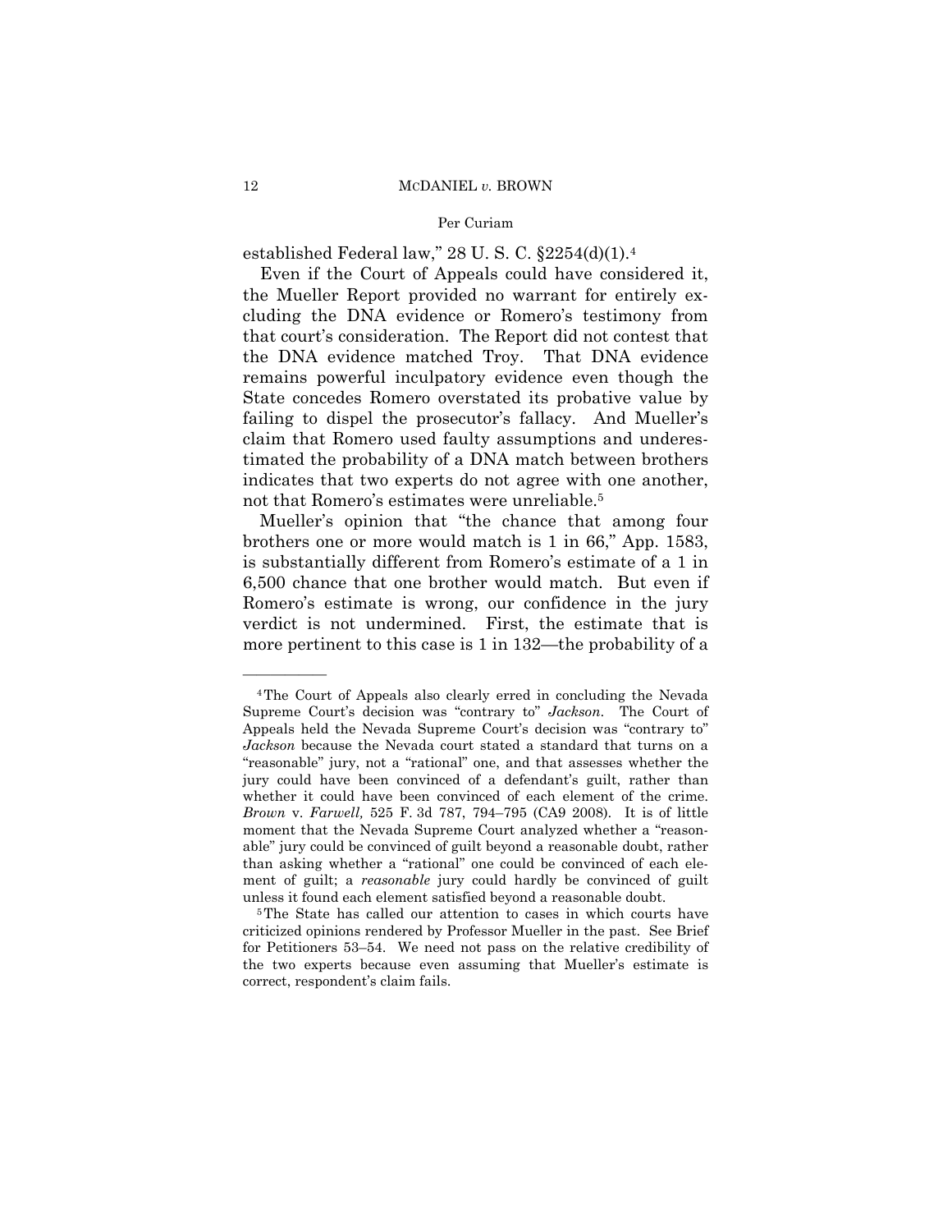established Federal law," 28 U. S. C. §2254(d)(1).[4]

Even if the Court of Appeals could have considered it, the Mueller Report provided no warrant for entirely excluding the DNA evidence or Romero's testimony from that court's consideration. The Report did not contest that the DNA evidence matched Troy. That DNA evidence remains powerful inculpatory evidence even though the State concedes Romero overstated its probative value by failing to dispel the prosecutor's fallacy. And Mueller's claim that Romero used faulty assumptions and underestimated the probability of a DNA match between brothers indicates that two experts do not agree with one another, not that Romero's estimates were unreliable.[5]

Mueller's opinion that "the chance that among four brothers one or more would match is 1 in 66," App. 1583, is substantially different from Romero's estimate of a 1 in 6,500 chance that one brother would match. But even if Romero's estimate is wrong, our confidence in the jury verdict is not undermined. First, the estimate that is more pertinent to this case is 1 in 132—the probability of a

---

[4] The Court of Appeals also clearly erred in concluding the Nevada Supreme Court's decision was "contrary to" *Jackson*. The Court of Appeals held the Nevada Supreme Court's decision was "contrary to" *Jackson* because the Nevada court stated a standard that turns on a "reasonable" jury, not a "rational" one, and that assesses whether the jury could have been convinced of a defendant's guilt, rather than whether it could have been convinced of each element of the crime. *Brown* v. *Farwell,* 525 F. 3d 787, 794–795 (CA9 2008). It is of little moment that the Nevada Supreme Court analyzed whether a "reasonable" jury could be convinced of guilt beyond a reasonable doubt, rather than asking whether a "rational" one could be convinced of each element of guilt; a *reasonable* jury could hardly be convinced of guilt unless it found each element satisfied beyond a reasonable doubt.

[5] The State has called our attention to cases in which courts have criticized opinions rendered by Professor Mueller in the past. See Brief for Petitioners 53–54. We need not pass on the relative credibility of the two experts because even assuming that Mueller's estimate is correct, respondent's claim fails.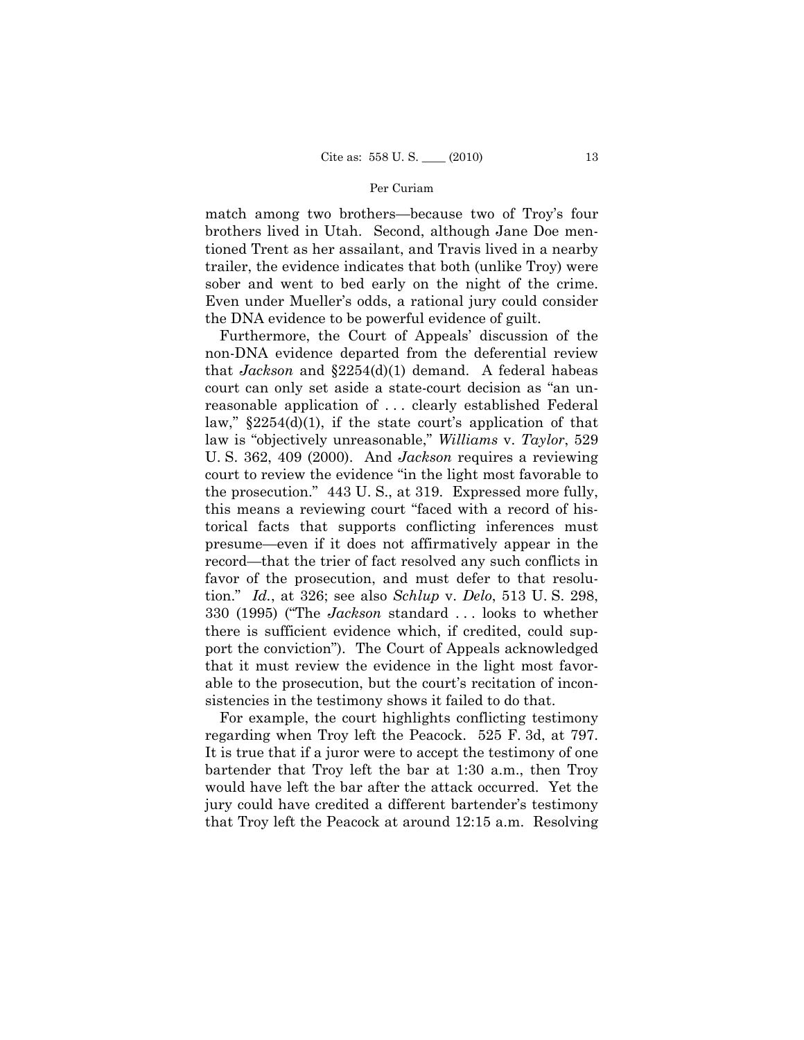match among two brothers—because two of Troy's four brothers lived in Utah. Second, although Jane Doe mentioned Trent as her assailant, and Travis lived in a nearby trailer, the evidence indicates that both (unlike Troy) were sober and went to bed early on the night of the crime. Even under Mueller's odds, a rational jury could consider the DNA evidence to be powerful evidence of guilt.

Furthermore, the Court of Appeals' discussion of the non-DNA evidence departed from the deferential review that *Jackson* and §2254(d)(1) demand. A federal habeas court can only set aside a state-court decision as "an unreasonable application of . . . clearly established Federal law," §2254(d)(1), if the state court's application of that law is "objectively unreasonable," *Williams* v. *Taylor*, 529 U. S. 362, 409 (2000). And *Jackson* requires a reviewing court to review the evidence "in the light most favorable to the prosecution." 443 U. S., at 319. Expressed more fully, this means a reviewing court "faced with a record of historical facts that supports conflicting inferences must presume—even if it does not affirmatively appear in the record—that the trier of fact resolved any such conflicts in favor of the prosecution, and must defer to that resolution." *Id.*, at 326; see also *Schlup* v. *Delo*, 513 U. S. 298, 330 (1995) ("The *Jackson* standard . . . looks to whether there is sufficient evidence which, if credited, could support the conviction"). The Court of Appeals acknowledged that it must review the evidence in the light most favorable to the prosecution, but the court's recitation of inconsistencies in the testimony shows it failed to do that.

For example, the court highlights conflicting testimony regarding when Troy left the Peacock. 525 F. 3d, at 797. It is true that if a juror were to accept the testimony of one bartender that Troy left the bar at 1:30 a.m., then Troy would have left the bar after the attack occurred. Yet the jury could have credited a different bartender's testimony that Troy left the Peacock at around 12:15 a.m. Resolving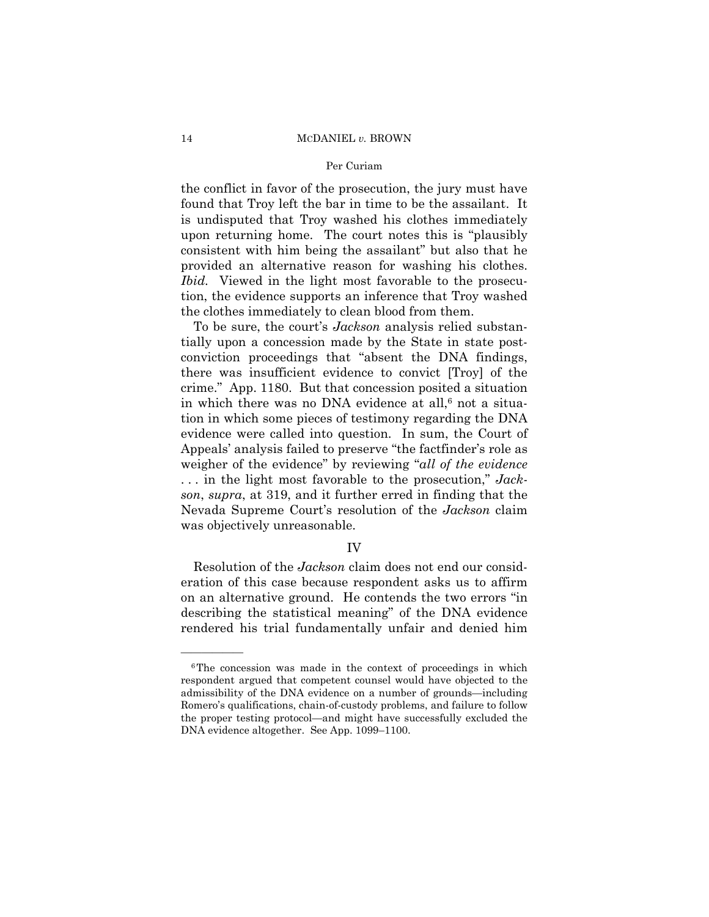the conflict in favor of the prosecution, the jury must have found that Troy left the bar in time to be the assailant. It is undisputed that Troy washed his clothes immediately upon returning home. The court notes this is "plausibly consistent with him being the assailant" but also that he provided an alternative reason for washing his clothes. *Ibid.* Viewed in the light most favorable to the prosecution, the evidence supports an inference that Troy washed the clothes immediately to clean blood from them.

To be sure, the court's *Jackson* analysis relied substantially upon a concession made by the State in state postconviction proceedings that "absent the DNA findings, there was insufficient evidence to convict [Troy] of the crime." App. 1180. But that concession posited a situation in which there was no DNA evidence at all,[6] not a situation in which some pieces of testimony regarding the DNA evidence were called into question. In sum, the Court of Appeals' analysis failed to preserve "the factfinder's role as weigher of the evidence" by reviewing "*all of the evidence* . . . in the light most favorable to the prosecution," *Jackson*, *supra*, at 319, and it further erred in finding that the Nevada Supreme Court's resolution of the *Jackson* claim was objectively unreasonable.

## IV

Resolution of the *Jackson* claim does not end our consideration of this case because respondent asks us to affirm on an alternative ground. He contends the two errors "in describing the statistical meaning" of the DNA evidence rendered his trial fundamentally unfair and denied him

---

[6] The concession was made in the context of proceedings in which respondent argued that competent counsel would have objected to the admissibility of the DNA evidence on a number of grounds—including Romero's qualifications, chain-of-custody problems, and failure to follow the proper testing protocol—and might have successfully excluded the DNA evidence altogether. See App. 1099–1100.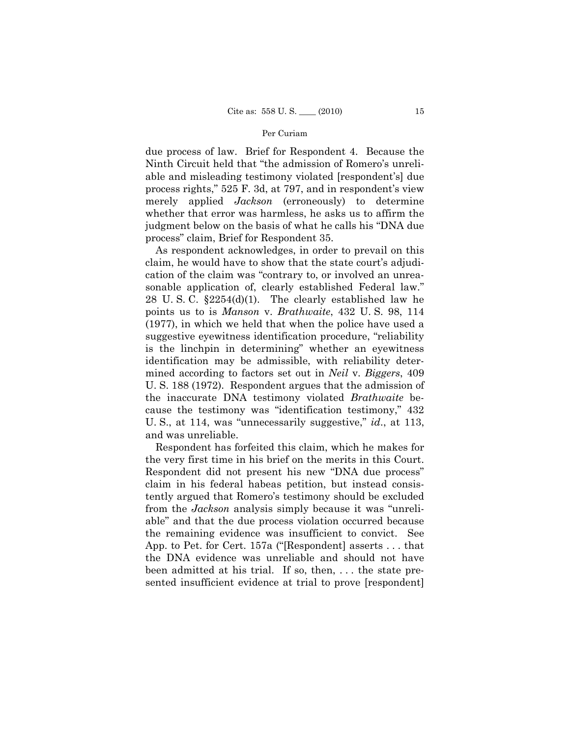due process of law. Brief for Respondent 4. Because the Ninth Circuit held that "the admission of Romero's unreliable and misleading testimony violated [respondent's] due process rights," 525 F. 3d, at 797, and in respondent's view merely applied *Jackson* (erroneously) to determine whether that error was harmless, he asks us to affirm the judgment below on the basis of what he calls his "DNA due process" claim, Brief for Respondent 35.

As respondent acknowledges, in order to prevail on this claim, he would have to show that the state court's adjudication of the claim was "contrary to, or involved an unreasonable application of, clearly established Federal law." 28 U. S. C. §2254(d)(1). The clearly established law he points us to is *Manson* v. *Brathwaite*, 432 U. S. 98, 114 (1977), in which we held that when the police have used a suggestive eyewitness identification procedure, "reliability is the linchpin in determining" whether an eyewitness identification may be admissible, with reliability determined according to factors set out in *Neil* v. *Biggers*, 409 U. S. 188 (1972). Respondent argues that the admission of the inaccurate DNA testimony violated *Brathwaite* because the testimony was "identification testimony," 432 U. S., at 114, was "unnecessarily suggestive," *id*., at 113, and was unreliable.

Respondent has forfeited this claim, which he makes for the very first time in his brief on the merits in this Court. Respondent did not present his new "DNA due process" claim in his federal habeas petition, but instead consistently argued that Romero's testimony should be excluded from the *Jackson* analysis simply because it was "unreliable" and that the due process violation occurred because the remaining evidence was insufficient to convict. See App. to Pet. for Cert. 157a ("[Respondent] asserts . . . that the DNA evidence was unreliable and should not have been admitted at his trial. If so, then, . . . the state presented insufficient evidence at trial to prove [respondent]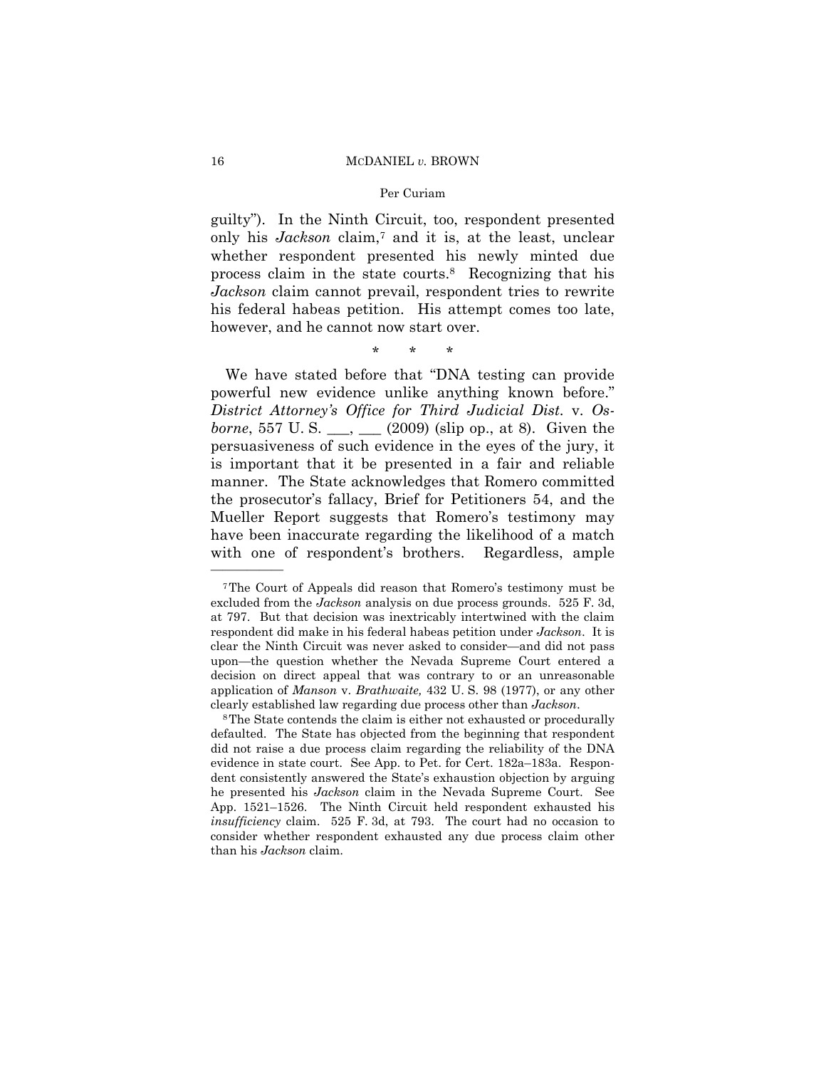guilty"). In the Ninth Circuit, too, respondent presented only his *Jackson* claim,[7] and it is, at the least, unclear whether respondent presented his newly minted due process claim in the state courts.[8] Recognizing that his *Jackson* claim cannot prevail, respondent tries to rewrite his federal habeas petition. His attempt comes too late, however, and he cannot now start over.

\* \* \*

We have stated before that "DNA testing can provide powerful new evidence unlike anything known before." *District Attorney's Office for Third Judicial Dist.* v. *Osborne*, 557 U. S. \_\_\_, \_\_\_ (2009) (slip op., at 8). Given the persuasiveness of such evidence in the eyes of the jury, it is important that it be presented in a fair and reliable manner. The State acknowledges that Romero committed the prosecutor's fallacy, Brief for Petitioners 54, and the Mueller Report suggests that Romero's testimony may have been inaccurate regarding the likelihood of a match with one of respondent's brothers. Regardless, ample

---

[7] The Court of Appeals did reason that Romero's testimony must be excluded from the *Jackson* analysis on due process grounds. 525 F. 3d, at 797. But that decision was inextricably intertwined with the claim respondent did make in his federal habeas petition under *Jackson*. It is clear the Ninth Circuit was never asked to consider—and did not pass upon—the question whether the Nevada Supreme Court entered a decision on direct appeal that was contrary to or an unreasonable application of *Manson* v. *Brathwaite,* 432 U. S. 98 (1977), or any other clearly established law regarding due process other than *Jackson*.

[8] The State contends the claim is either not exhausted or procedurally defaulted. The State has objected from the beginning that respondent did not raise a due process claim regarding the reliability of the DNA evidence in state court. See App. to Pet. for Cert. 182a–183a. Respondent consistently answered the State's exhaustion objection by arguing he presented his *Jackson* claim in the Nevada Supreme Court. See App. 1521–1526. The Ninth Circuit held respondent exhausted his *insufficiency* claim. 525 F. 3d, at 793. The court had no occasion to consider whether respondent exhausted any due process claim other than his *Jackson* claim.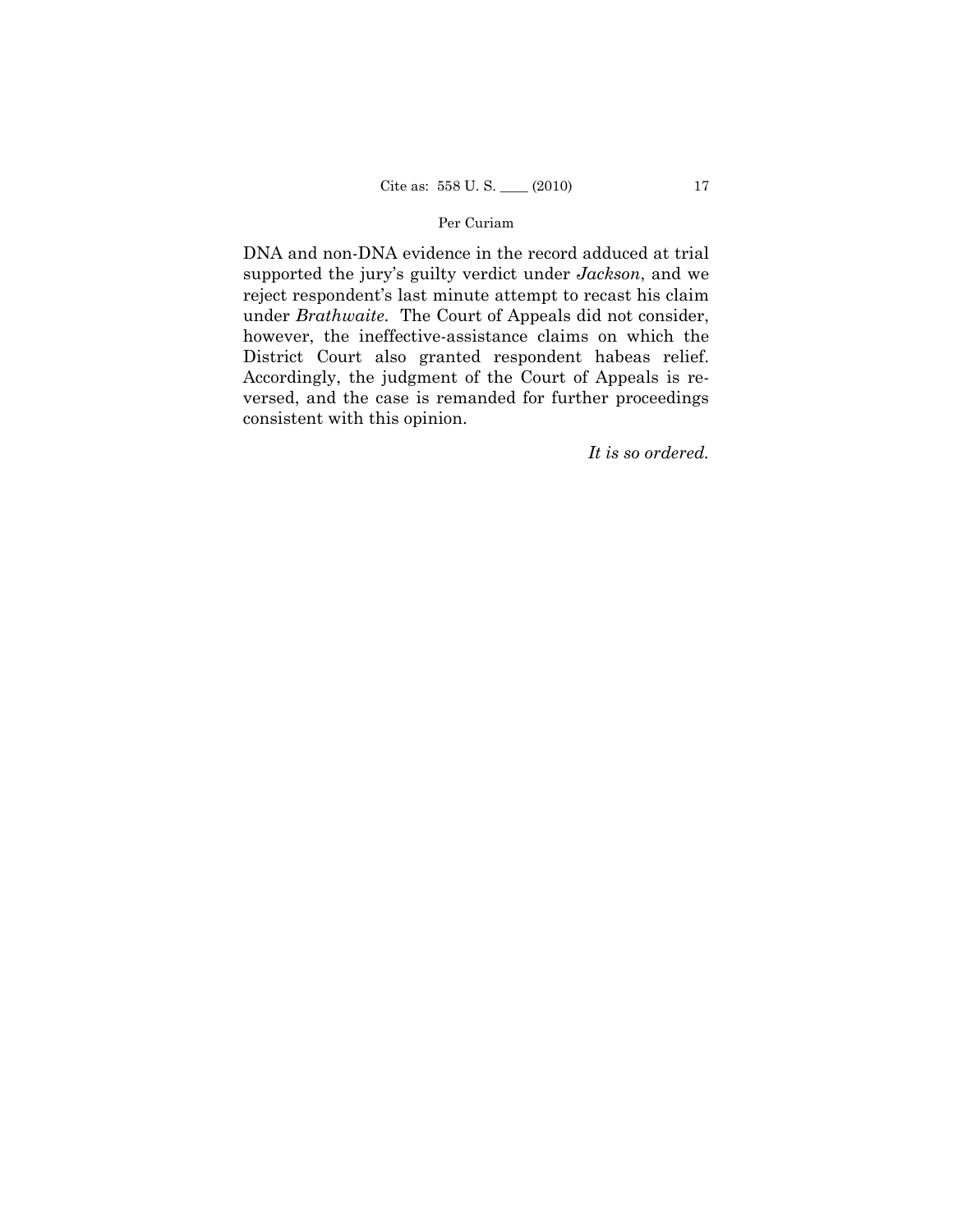DNA and non-DNA evidence in the record adduced at trial supported the jury's guilty verdict under *Jackson*, and we reject respondent's last minute attempt to recast his claim under *Brathwaite*. The Court of Appeals did not consider, however, the ineffective-assistance claims on which the District Court also granted respondent habeas relief. Accordingly, the judgment of the Court of Appeals is reversed, and the case is remanded for further proceedings consistent with this opinion.

*It is so ordered.*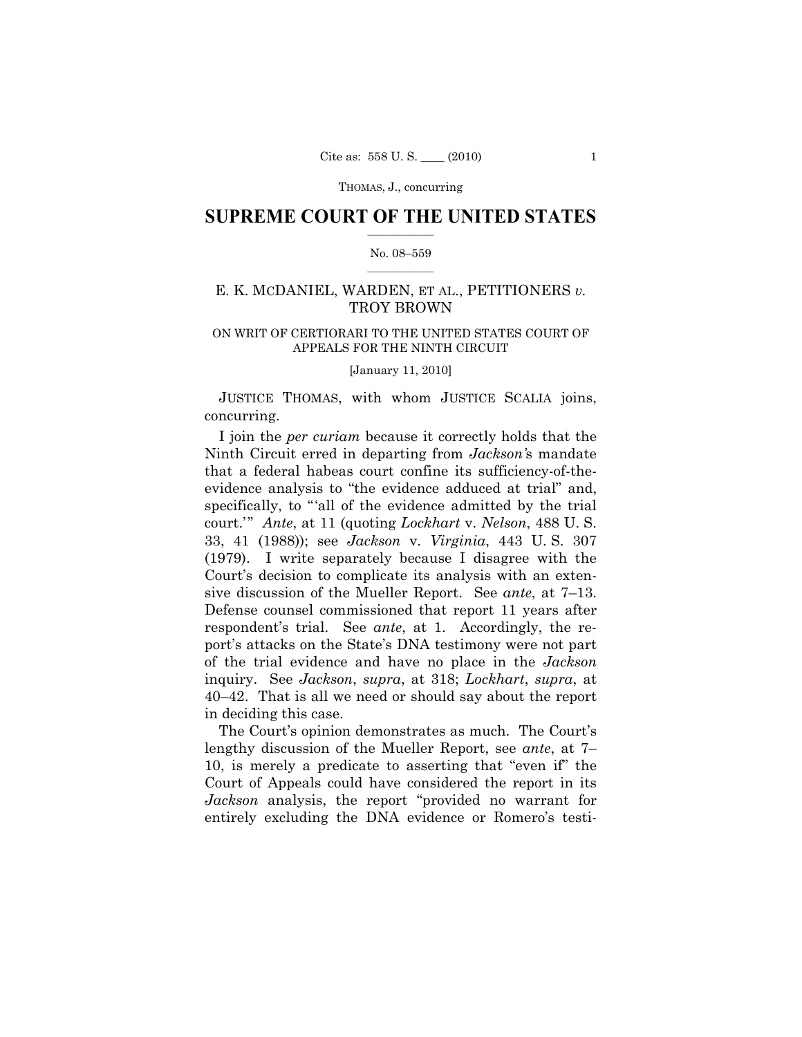## SUPREME COURT OF THE UNITED STATES

No. 08–559

E. K. MCDANIEL, WARDEN, ET AL., PETITIONERS *v.* TROY BROWN

ON WRIT OF CERTIORARI TO THE UNITED STATES COURT OF APPEALS FOR THE NINTH CIRCUIT

[January 11, 2010]

JUSTICE THOMAS, with whom JUSTICE SCALIA joins, concurring.

I join the *per curiam* because it correctly holds that the Ninth Circuit erred in departing from *Jackson*'s mandate that a federal habeas court confine its sufficiency-of-the-evidence analysis to "the evidence adduced at trial" and, specifically, to "'all of the evidence admitted by the trial court.'" *Ante*, at 11 (quoting *Lockhart* v. *Nelson*, 488 U. S. 33, 41 (1988)); see *Jackson* v. *Virginia*, 443 U. S. 307 (1979). I write separately because I disagree with the Court's decision to complicate its analysis with an extensive discussion of the Mueller Report. See *ante*, at 7–13. Defense counsel commissioned that report 11 years after respondent's trial. See *ante*, at 1. Accordingly, the report's attacks on the State's DNA testimony were not part of the trial evidence and have no place in the *Jackson* inquiry. See *Jackson*, *supra*, at 318; *Lockhart*, *supra*, at 40–42. That is all we need or should say about the report in deciding this case.

The Court's opinion demonstrates as much. The Court's lengthy discussion of the Mueller Report, see *ante*, at 7–10, is merely a predicate to asserting that "even if" the Court of Appeals could have considered the report in its *Jackson* analysis, the report "provided no warrant for entirely excluding the DNA evidence or Romero's testi-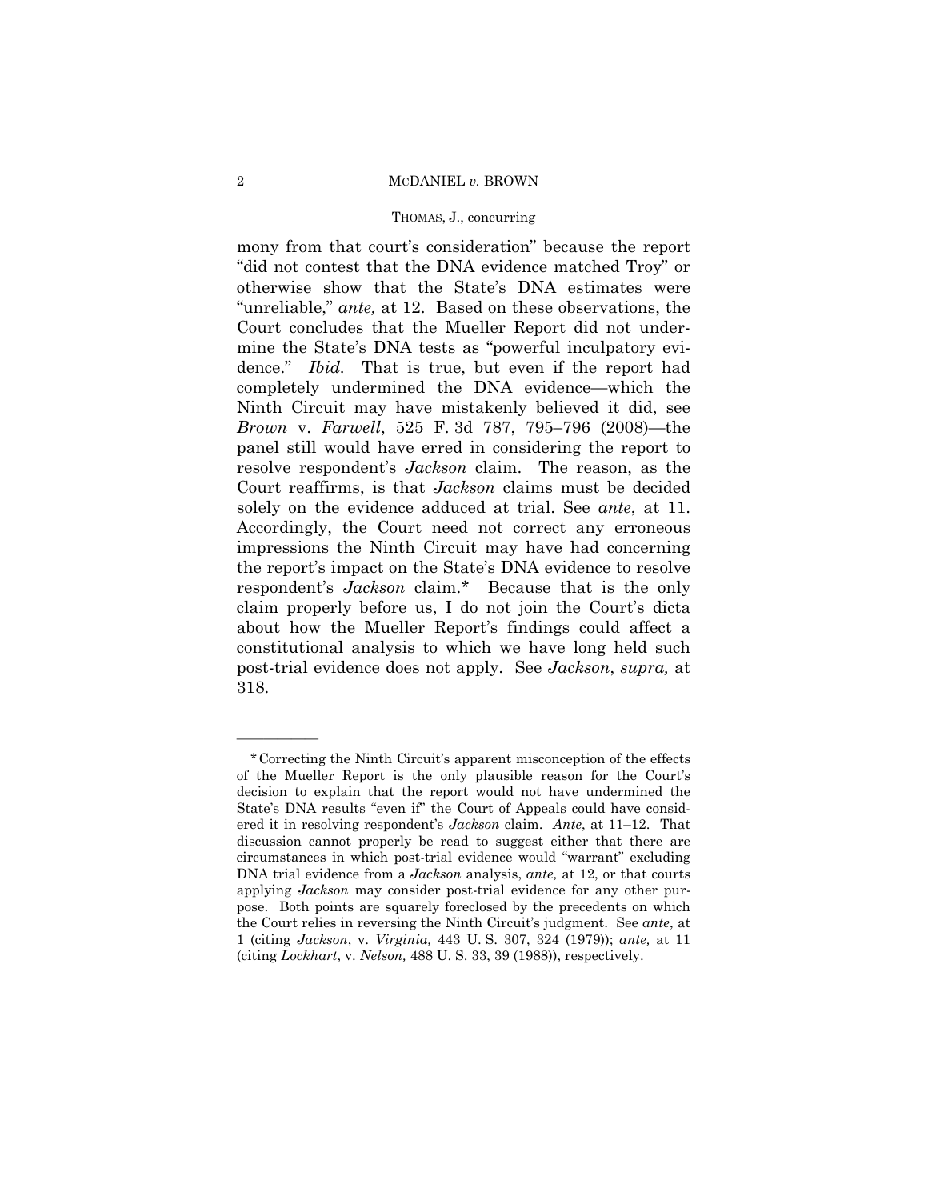mony from that court's consideration" because the report "did not contest that the DNA evidence matched Troy" or otherwise show that the State's DNA estimates were "unreliable," *ante,* at 12. Based on these observations, the Court concludes that the Mueller Report did not undermine the State's DNA tests as "powerful inculpatory evidence." *Ibid.* That is true, but even if the report had completely undermined the DNA evidence—which the Ninth Circuit may have mistakenly believed it did, see *Brown* v. *Farwell*, 525 F. 3d 787, 795–796 (2008)—the panel still would have erred in considering the report to resolve respondent's *Jackson* claim. The reason, as the Court reaffirms, is that *Jackson* claims must be decided solely on the evidence adduced at trial. See *ante*, at 11. Accordingly, the Court need not correct any erroneous impressions the Ninth Circuit may have had concerning the report's impact on the State's DNA evidence to resolve respondent's *Jackson* claim.* Because that is the only claim properly before us, I do not join the Court's dicta about how the Mueller Report's findings could affect a constitutional analysis to which we have long held such post-trial evidence does not apply. See *Jackson*, *supra,* at 318.

---

*Correcting the Ninth Circuit's apparent misconception of the effects of the Mueller Report is the only plausible reason for the Court's decision to explain that the report would not have undermined the State's DNA results "even if" the Court of Appeals could have considered it in resolving respondent's *Jackson* claim. *Ante*, at 11–12. That discussion cannot properly be read to suggest either that there are circumstances in which post-trial evidence would "warrant" excluding DNA trial evidence from a *Jackson* analysis, *ante,* at 12, or that courts applying *Jackson* may consider post-trial evidence for any other purpose. Both points are squarely foreclosed by the precedents on which the Court relies in reversing the Ninth Circuit's judgment. See *ante*, at 1 (citing *Jackson*, v. *Virginia,* 443 U. S. 307, 324 (1979)); *ante,* at 11 (citing *Lockhart*, v. *Nelson,* 488 U. S. 33, 39 (1988)), respectively.